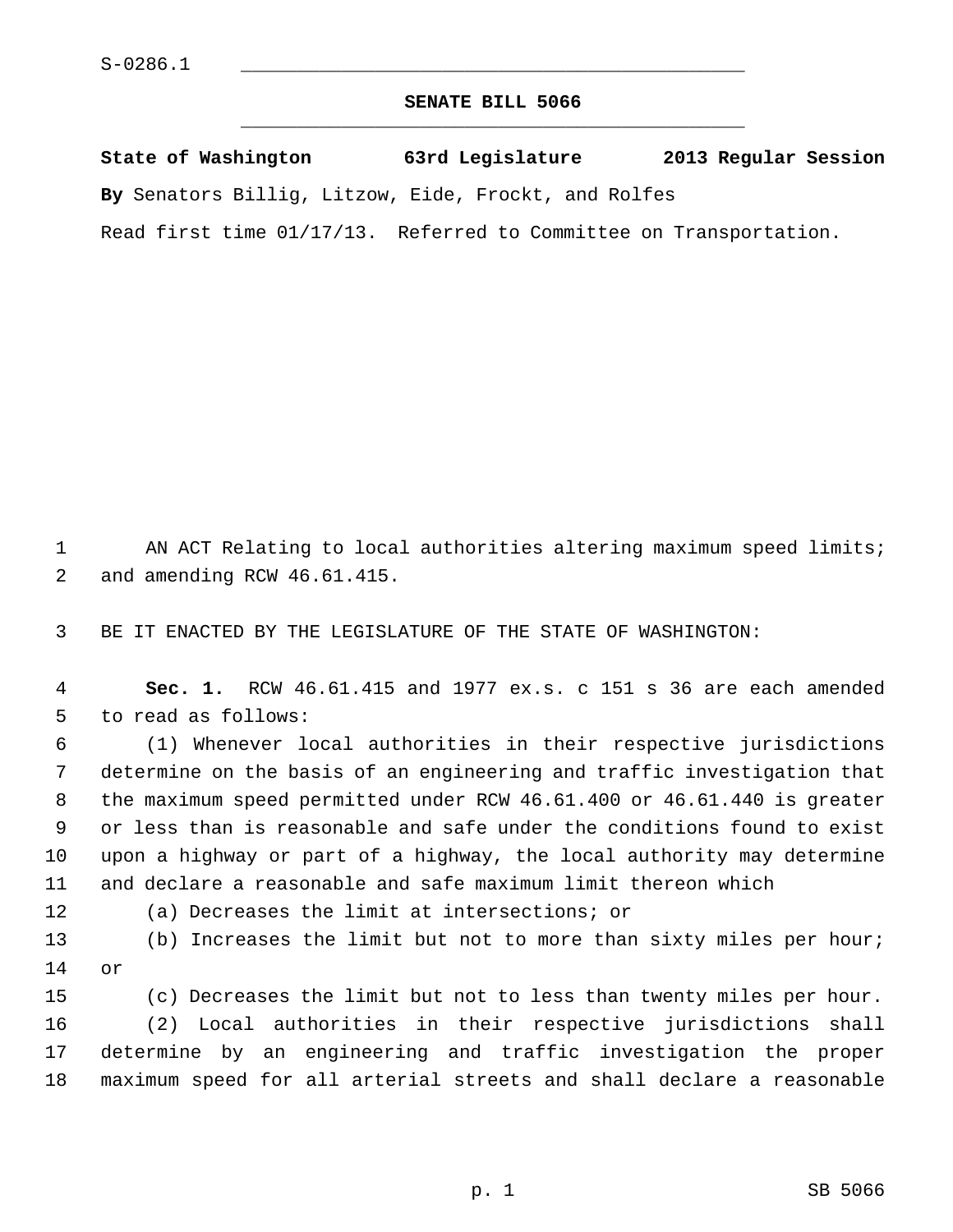S-0286.1

# SENATE BILL 5066

**State of Washington 63rd Legislature 2013 Regular Session**

**By** Senators Billig, Litzow, Eide, Frockt, and Rolfes

Read first time 01/17/13. Referred to Committee on Transportation.

AN ACT Relating to local authorities altering maximum speed limits; and amending RCW 46.61.415.

BE IT ENACTED BY THE LEGISLATURE OF THE STATE OF WASHINGTON:

**Sec. 1.** RCW 46.61.415 and 1977 ex.s. c 151 s 36 are each amended to read as follows:

(1) Whenever local authorities in their respective jurisdictions determine on the basis of an engineering and traffic investigation that the maximum speed permitted under RCW 46.61.400 or 46.61.440 is greater or less than is reasonable and safe under the conditions found to exist upon a highway or part of a highway, the local authority may determine and declare a reasonable and safe maximum limit thereon which

(a) Decreases the limit at intersections; or

(b) Increases the limit but not to more than sixty miles per hour; or

(c) Decreases the limit but not to less than twenty miles per hour.

(2) Local authorities in their respective jurisdictions shall determine by an engineering and traffic investigation the proper maximum speed for all arterial streets and shall declare a reasonable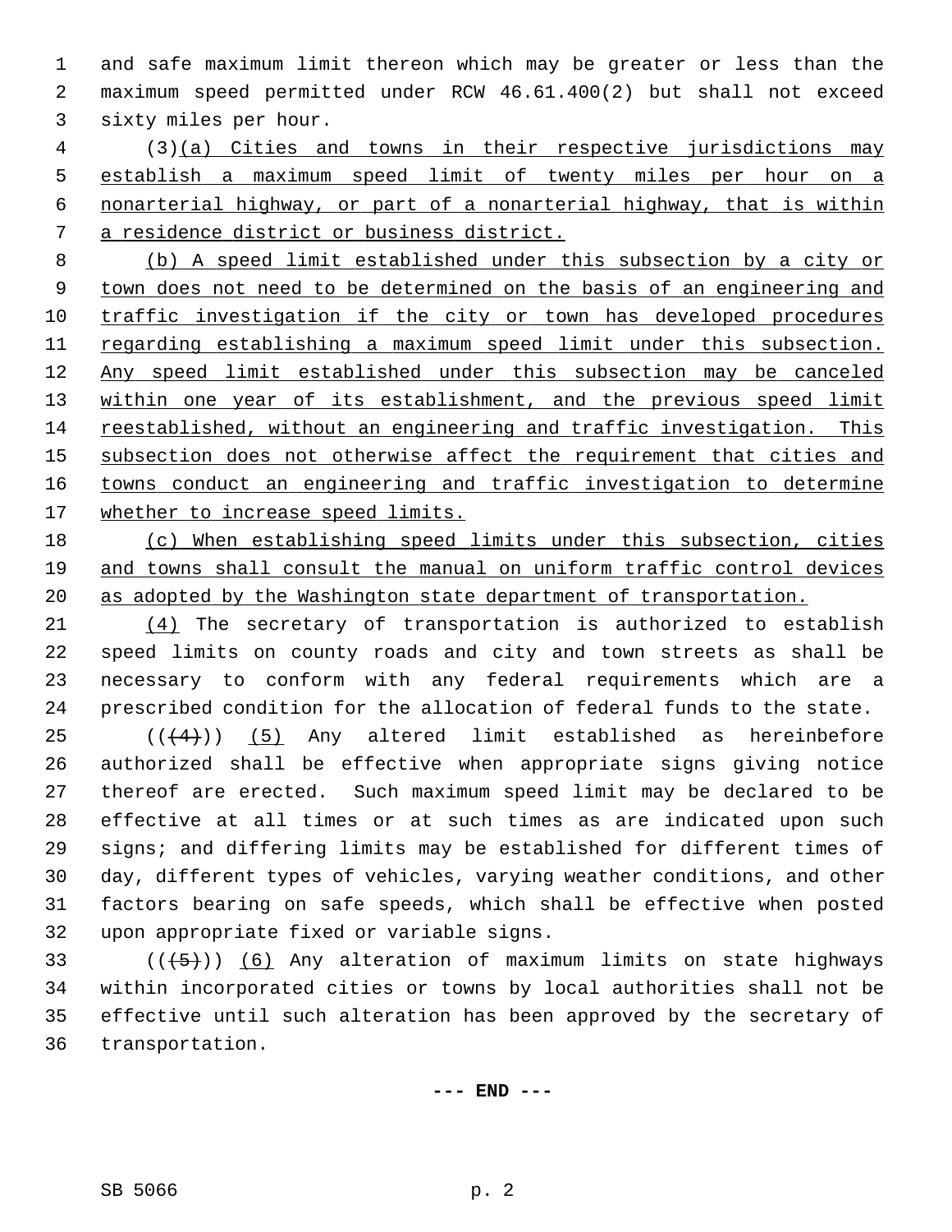and safe maximum limit thereon which may be greater or less than the maximum speed permitted under RCW 46.61.400(2) but shall not exceed sixty miles per hour.

(3)(a) Cities and towns in their respective jurisdictions may establish a maximum speed limit of twenty miles per hour on a nonarterial highway, or part of a nonarterial highway, that is within a residence district or business district.

(b) A speed limit established under this subsection by a city or town does not need to be determined on the basis of an engineering and traffic investigation if the city or town has developed procedures regarding establishing a maximum speed limit under this subsection. Any speed limit established under this subsection may be canceled within one year of its establishment, and the previous speed limit reestablished, without an engineering and traffic investigation. This subsection does not otherwise affect the requirement that cities and towns conduct an engineering and traffic investigation to determine whether to increase speed limits.

(c) When establishing speed limits under this subsection, cities and towns shall consult the manual on uniform traffic control devices as adopted by the Washington state department of transportation.

(4) The secretary of transportation is authorized to establish speed limits on county roads and city and town streets as shall be necessary to conform with any federal requirements which are a prescribed condition for the allocation of federal funds to the state.

(((4))) (5) Any altered limit established as hereinbefore authorized shall be effective when appropriate signs giving notice thereof are erected. Such maximum speed limit may be declared to be effective at all times or at such times as are indicated upon such signs; and differing limits may be established for different times of day, different types of vehicles, varying weather conditions, and other factors bearing on safe speeds, which shall be effective when posted upon appropriate fixed or variable signs.

(((5))) (6) Any alteration of maximum limits on state highways within incorporated cities or towns by local authorities shall not be effective until such alteration has been approved by the secretary of transportation.

**--- END ---**